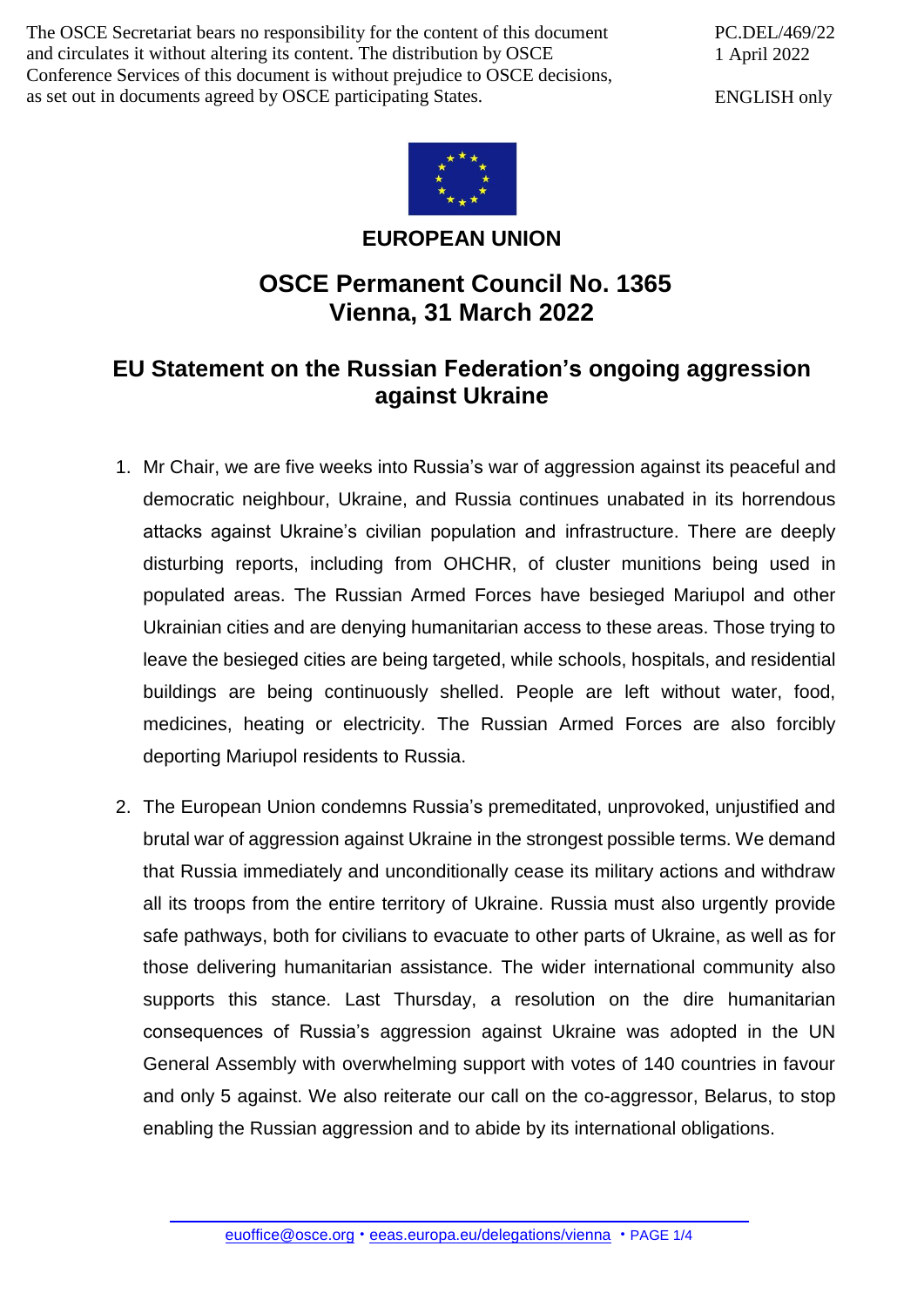The OSCE Secretariat bears no responsibility for the content of this document and circulates it without altering its content. The distribution by OSCE Conference Services of this document is without prejudice to OSCE decisions, as set out in documents agreed by OSCE participating States.

PC.DEL/469/22
1 April 2022

ENGLISH only

**EUROPEAN UNION**

# OSCE Permanent Council No. 1365
# Vienna, 31 March 2022

## EU Statement on the Russian Federation's ongoing aggression against Ukraine

1. Mr Chair, we are five weeks into Russia's war of aggression against its peaceful and democratic neighbour, Ukraine, and Russia continues unabated in its horrendous attacks against Ukraine's civilian population and infrastructure. There are deeply disturbing reports, including from OHCHR, of cluster munitions being used in populated areas. The Russian Armed Forces have besieged Mariupol and other Ukrainian cities and are denying humanitarian access to these areas. Those trying to leave the besieged cities are being targeted, while schools, hospitals, and residential buildings are being continuously shelled. People are left without water, food, medicines, heating or electricity. The Russian Armed Forces are also forcibly deporting Mariupol residents to Russia.

2. The European Union condemns Russia's premeditated, unprovoked, unjustified and brutal war of aggression against Ukraine in the strongest possible terms. We demand that Russia immediately and unconditionally cease its military actions and withdraw all its troops from the entire territory of Ukraine. Russia must also urgently provide safe pathways, both for civilians to evacuate to other parts of Ukraine, as well as for those delivering humanitarian assistance. The wider international community also supports this stance. Last Thursday, a resolution on the dire humanitarian consequences of Russia's aggression against Ukraine was adopted in the UN General Assembly with overwhelming support with votes of 140 countries in favour and only 5 against. We also reiterate our call on the co-aggressor, Belarus, to stop enabling the Russian aggression and to abide by its international obligations.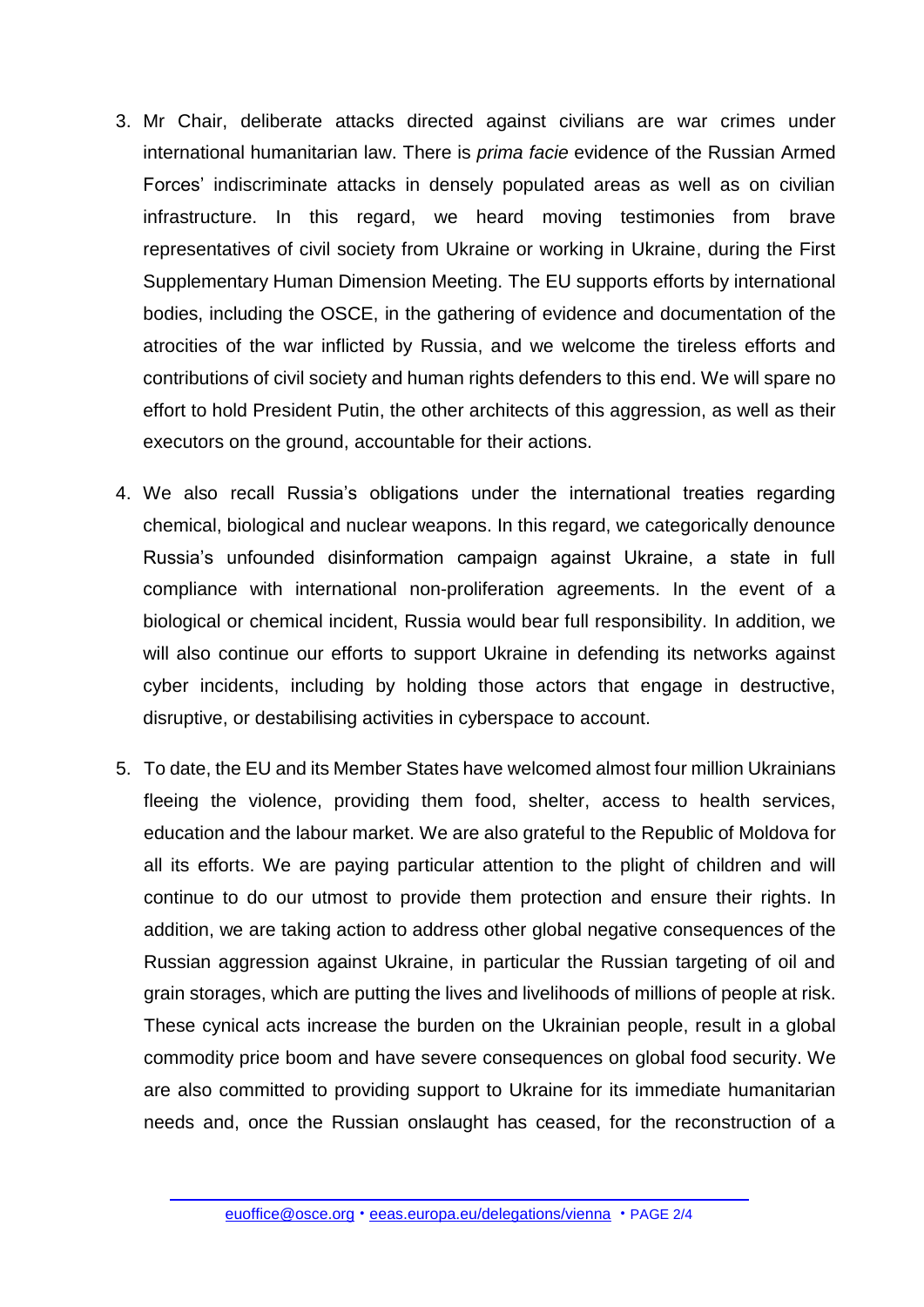3. Mr Chair, deliberate attacks directed against civilians are war crimes under international humanitarian law. There is *prima facie* evidence of the Russian Armed Forces' indiscriminate attacks in densely populated areas as well as on civilian infrastructure. In this regard, we heard moving testimonies from brave representatives of civil society from Ukraine or working in Ukraine, during the First Supplementary Human Dimension Meeting. The EU supports efforts by international bodies, including the OSCE, in the gathering of evidence and documentation of the atrocities of the war inflicted by Russia, and we welcome the tireless efforts and contributions of civil society and human rights defenders to this end. We will spare no effort to hold President Putin, the other architects of this aggression, as well as their executors on the ground, accountable for their actions.

4. We also recall Russia's obligations under the international treaties regarding chemical, biological and nuclear weapons. In this regard, we categorically denounce Russia's unfounded disinformation campaign against Ukraine, a state in full compliance with international non-proliferation agreements. In the event of a biological or chemical incident, Russia would bear full responsibility. In addition, we will also continue our efforts to support Ukraine in defending its networks against cyber incidents, including by holding those actors that engage in destructive, disruptive, or destabilising activities in cyberspace to account.

5. To date, the EU and its Member States have welcomed almost four million Ukrainians fleeing the violence, providing them food, shelter, access to health services, education and the labour market. We are also grateful to the Republic of Moldova for all its efforts. We are paying particular attention to the plight of children and will continue to do our utmost to provide them protection and ensure their rights. In addition, we are taking action to address other global negative consequences of the Russian aggression against Ukraine, in particular the Russian targeting of oil and grain storages, which are putting the lives and livelihoods of millions of people at risk. These cynical acts increase the burden on the Ukrainian people, result in a global commodity price boom and have severe consequences on global food security. We are also committed to providing support to Ukraine for its immediate humanitarian needs and, once the Russian onslaught has ceased, for the reconstruction of a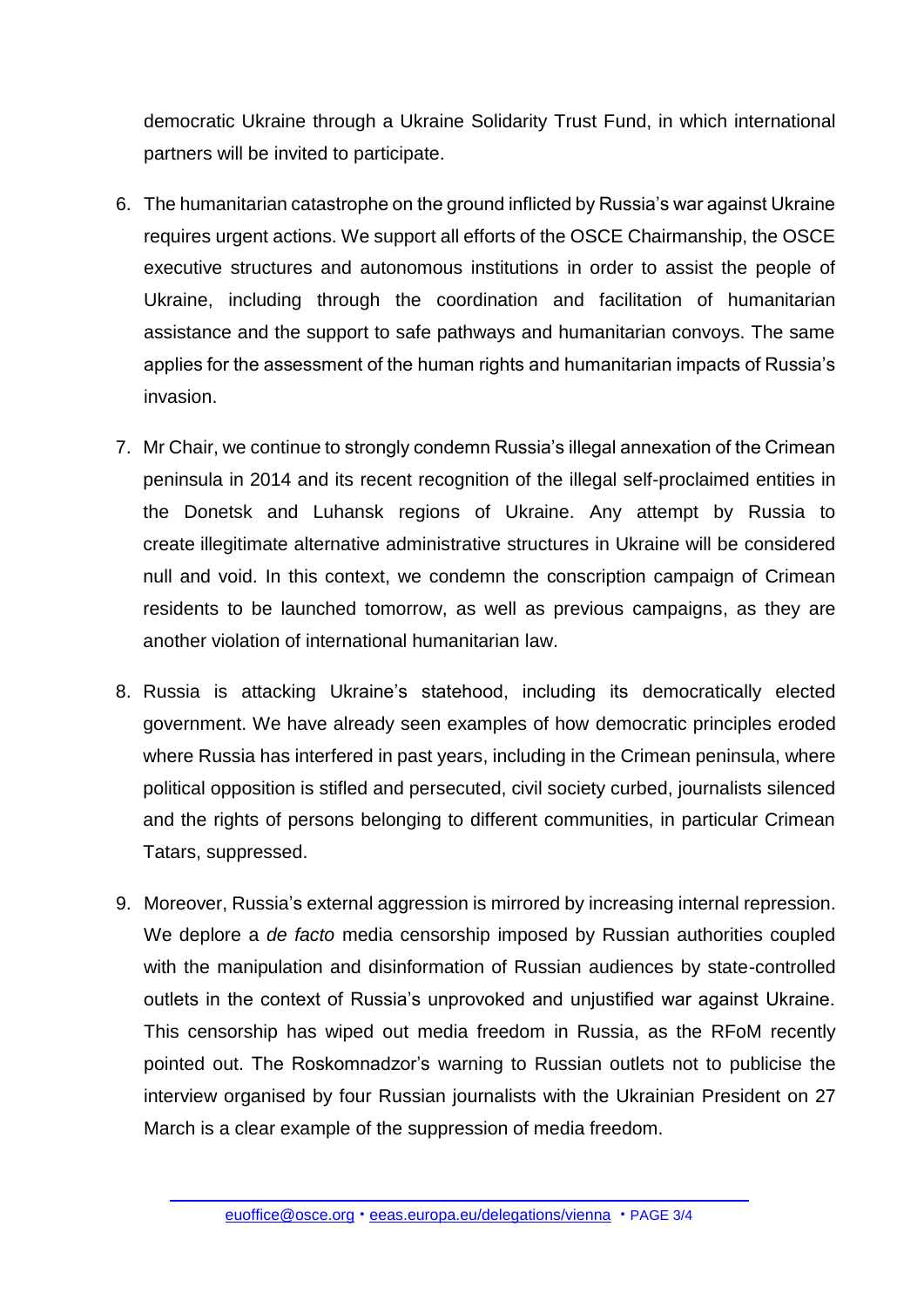democratic Ukraine through a Ukraine Solidarity Trust Fund, in which international partners will be invited to participate.

6. The humanitarian catastrophe on the ground inflicted by Russia's war against Ukraine requires urgent actions. We support all efforts of the OSCE Chairmanship, the OSCE executive structures and autonomous institutions in order to assist the people of Ukraine, including through the coordination and facilitation of humanitarian assistance and the support to safe pathways and humanitarian convoys. The same applies for the assessment of the human rights and humanitarian impacts of Russia's invasion.

7. Mr Chair, we continue to strongly condemn Russia's illegal annexation of the Crimean peninsula in 2014 and its recent recognition of the illegal self-proclaimed entities in the Donetsk and Luhansk regions of Ukraine. Any attempt by Russia to create illegitimate alternative administrative structures in Ukraine will be considered null and void. In this context, we condemn the conscription campaign of Crimean residents to be launched tomorrow, as well as previous campaigns, as they are another violation of international humanitarian law.

8. Russia is attacking Ukraine's statehood, including its democratically elected government. We have already seen examples of how democratic principles eroded where Russia has interfered in past years, including in the Crimean peninsula, where political opposition is stifled and persecuted, civil society curbed, journalists silenced and the rights of persons belonging to different communities, in particular Crimean Tatars, suppressed.

9. Moreover, Russia's external aggression is mirrored by increasing internal repression. We deplore a *de facto* media censorship imposed by Russian authorities coupled with the manipulation and disinformation of Russian audiences by state-controlled outlets in the context of Russia's unprovoked and unjustified war against Ukraine. This censorship has wiped out media freedom in Russia, as the RFoM recently pointed out. The Roskomnadzor's warning to Russian outlets not to publicise the interview organised by four Russian journalists with the Ukrainian President on 27 March is a clear example of the suppression of media freedom.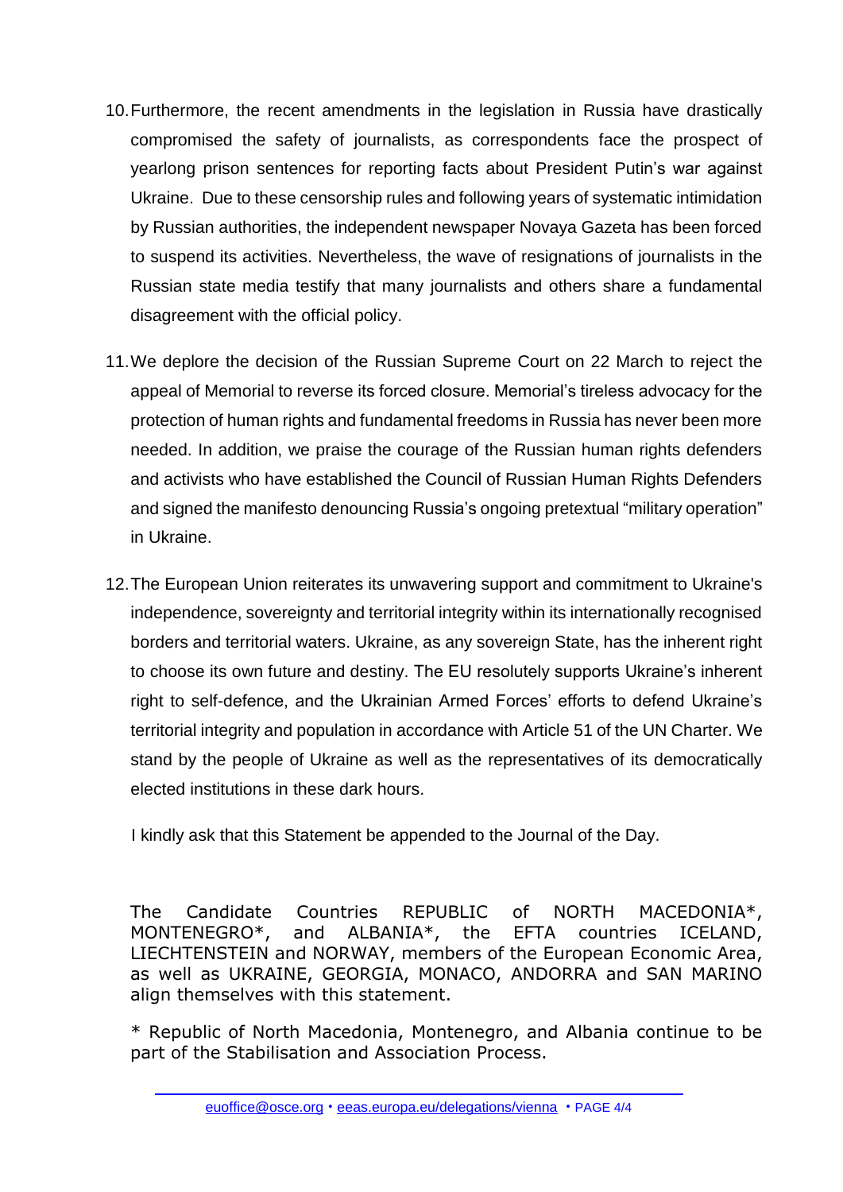10. Furthermore, the recent amendments in the legislation in Russia have drastically compromised the safety of journalists, as correspondents face the prospect of yearlong prison sentences for reporting facts about President Putin's war against Ukraine. Due to these censorship rules and following years of systematic intimidation by Russian authorities, the independent newspaper Novaya Gazeta has been forced to suspend its activities. Nevertheless, the wave of resignations of journalists in the Russian state media testify that many journalists and others share a fundamental disagreement with the official policy.

11. We deplore the decision of the Russian Supreme Court on 22 March to reject the appeal of Memorial to reverse its forced closure. Memorial's tireless advocacy for the protection of human rights and fundamental freedoms in Russia has never been more needed. In addition, we praise the courage of the Russian human rights defenders and activists who have established the Council of Russian Human Rights Defenders and signed the manifesto denouncing Russia's ongoing pretextual "military operation" in Ukraine.

12. The European Union reiterates its unwavering support and commitment to Ukraine's independence, sovereignty and territorial integrity within its internationally recognised borders and territorial waters. Ukraine, as any sovereign State, has the inherent right to choose its own future and destiny. The EU resolutely supports Ukraine's inherent right to self-defence, and the Ukrainian Armed Forces' efforts to defend Ukraine's territorial integrity and population in accordance with Article 51 of the UN Charter. We stand by the people of Ukraine as well as the representatives of its democratically elected institutions in these dark hours.

I kindly ask that this Statement be appended to the Journal of the Day.

The Candidate Countries REPUBLIC of NORTH MACEDONIA*, MONTENEGRO*, and ALBANIA*, the EFTA countries ICELAND, LIECHTENSTEIN and NORWAY, members of the European Economic Area, as well as UKRAINE, GEORGIA, MONACO, ANDORRA and SAN MARINO align themselves with this statement.

* Republic of North Macedonia, Montenegro, and Albania continue to be part of the Stabilisation and Association Process.

euoffice@osce.org • eeas.europa.eu/delegations/vienna